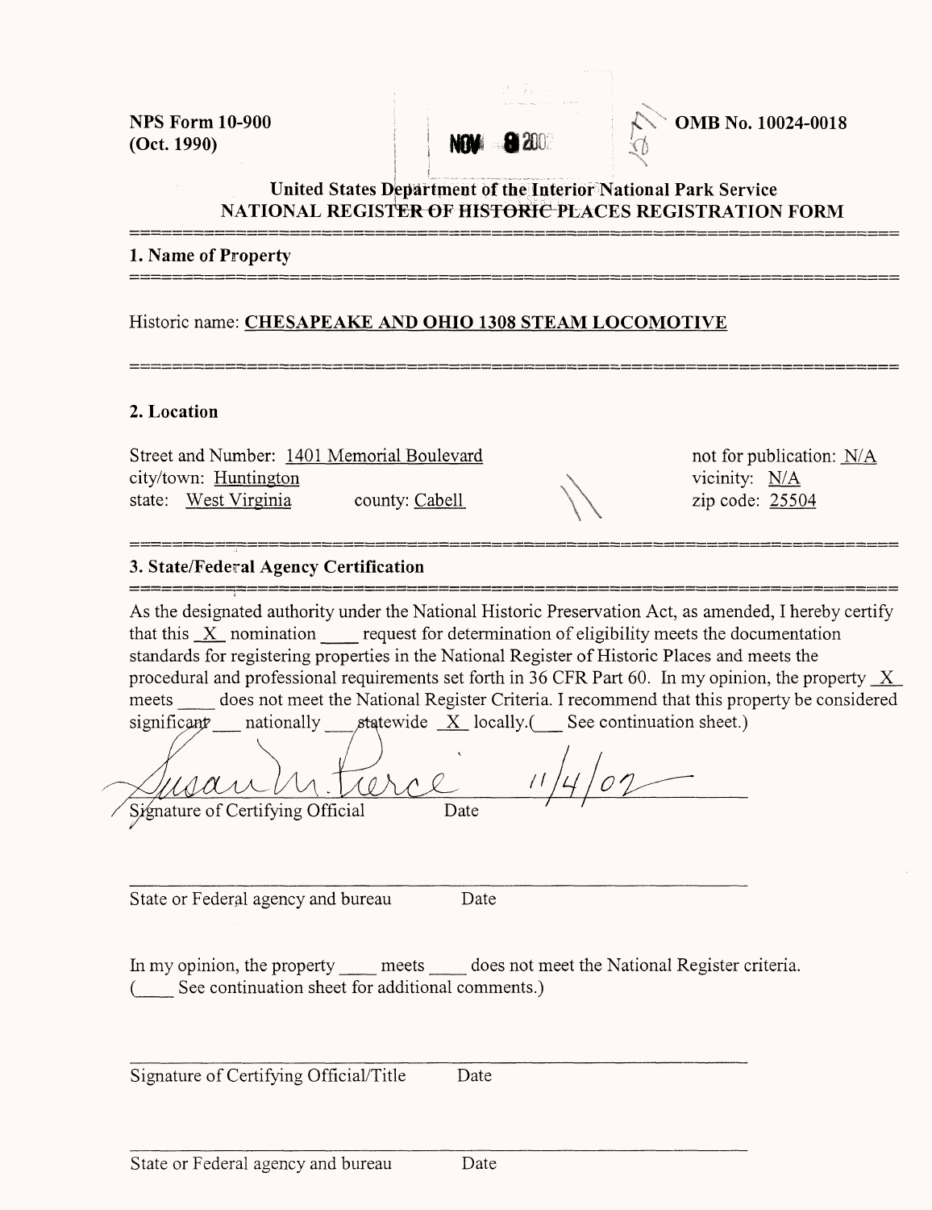NPS Form 10-900
(Oct. 1990)

NOV 8 2002

OMB No. 10024-0018

United States Department of the Interior National Park Service
NATIONAL REGISTER OF HISTORIC PLACES REGISTRATION FORM

---

## 1. Name of Property

---

Historic name: **CHESAPEAKE AND OHIO 1308 STEAM LOCOMOTIVE**

---

## 2. Location

Street and Number: 1401 Memorial Boulevard
city/town: Huntington
state: West Virginia county: Cabell

not for publication: N/A
vicinity: N/A
zip code: 25504

---

## 3. State/Federal Agency Certification

---

As the designated authority under the National Historic Preservation Act, as amended, I hereby certify that this _X_ nomination ____ request for determination of eligibility meets the documentation standards for registering properties in the National Register of Historic Places and meets the procedural and professional requirements set forth in 36 CFR Part 60. In my opinion, the property _X_ meets ____ does not meet the National Register Criteria. I recommend that this property be considered significant ___ nationally ___ statewide _X_ locally.(___ See continuation sheet.)

Susan M. Pierce 11/4/02
Signature of Certifying Official Date

State or Federal agency and bureau Date

In my opinion, the property ____ meets ____ does not meet the National Register criteria.
(____ See continuation sheet for additional comments.)

Signature of Certifying Official/Title Date

State or Federal agency and bureau Date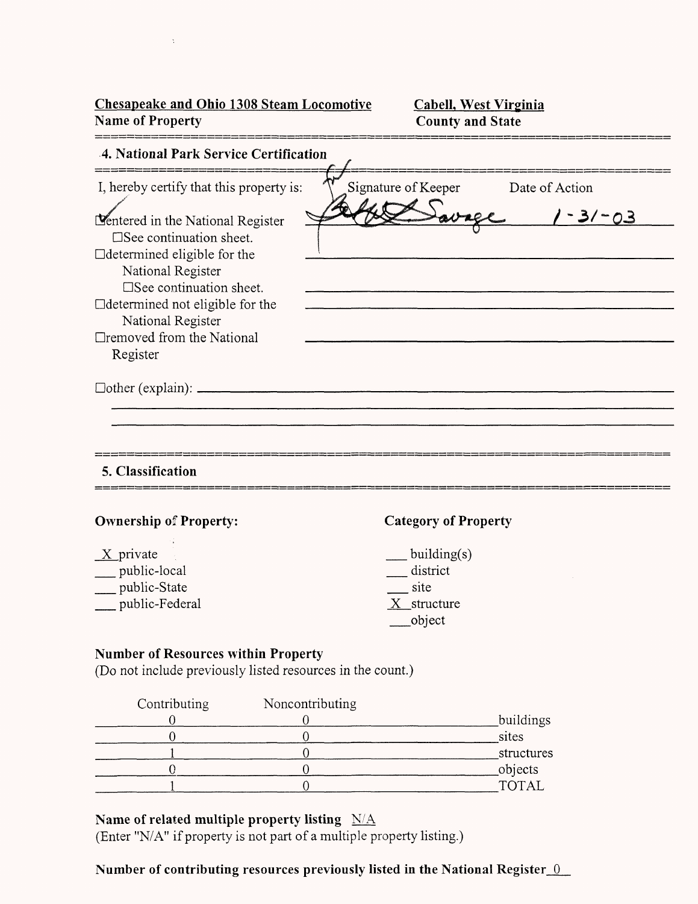**Chesapeake and Ohio 1308 Steam Locomotive**
**Name of Property**

**Cabell, West Virginia**
**County and State**

## 4. National Park Service Certification

I, hereby certify that this property is:

| | Signature of Keeper | Date of Action |
|---|---|---|
| ☑ entered in the National Register ☐ See continuation sheet. | Savage | 1-31-03 |
| ☐ determined eligible for the National Register ☐ See continuation sheet. | | |
| ☐ determined not eligible for the National Register | | |
| ☐ removed from the National Register | | |

☐ other (explain): \_\_\_\_\_\_\_\_\_\_\_\_\_\_\_\_\_\_\_\_\_\_\_\_\_\_\_\_\_\_\_\_\_\_\_\_\_\_\_\_

## 5. Classification

**Ownership of Property:**

X private
\_\_\_ public-local
\_\_\_ public-State
\_\_\_ public-Federal

**Category of Property**

\_\_\_ building(s)
\_\_\_ district
\_\_\_ site
X structure
\_\_\_ object

**Number of Resources within Property**
(Do not include previously listed resources in the count.)

| Contributing | Noncontributing | |
|---|---|---|
| 0 | 0 | buildings |
| 0 | 0 | sites |
| 1 | 0 | structures |
| 0 | 0 | objects |
| 1 | 0 | TOTAL |

**Name of related multiple property listing** N/A
(Enter "N/A" if property is not part of a multiple property listing.)

**Number of contributing resources previously listed in the National Register** 0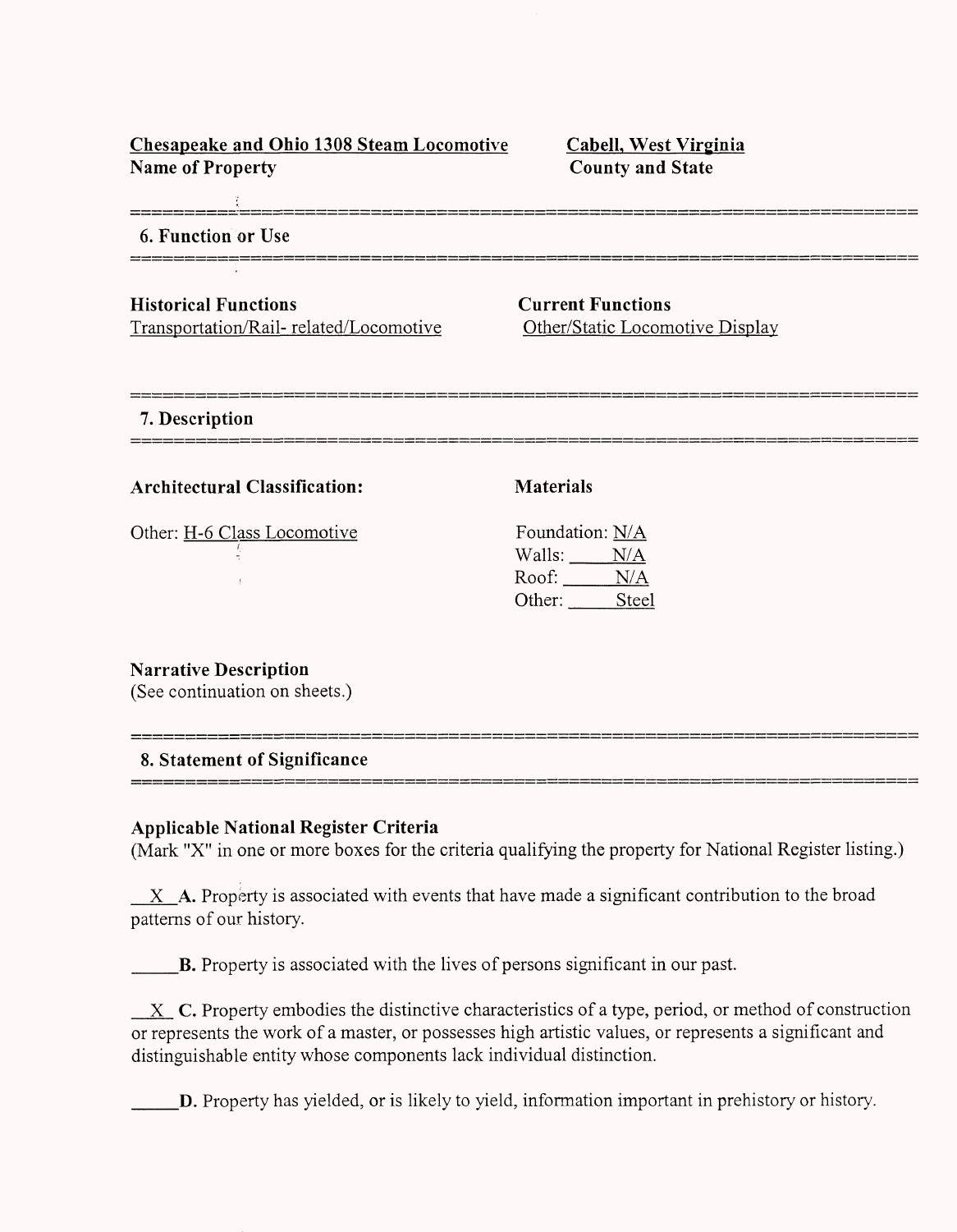**Chesapeake and Ohio 1308 Steam Locomotive**
**Name of Property**

**Cabell, West Virginia**
**County and State**

## 6. Function or Use

**Historical Functions**
Transportation/Rail- related/Locomotive

**Current Functions**
Other/Static Locomotive Display

## 7. Description

**Architectural Classification:**

Other: H-6 Class Locomotive

**Materials**

Foundation: N/A
Walls: N/A
Roof: N/A
Other: Steel

**Narrative Description**
(See continuation on sheets.)

## 8. Statement of Significance

**Applicable National Register Criteria**
(Mark "X" in one or more boxes for the criteria qualifying the property for National Register listing.)

X **A.** Property is associated with events that have made a significant contribution to the broad patterns of our history.

**B.** Property is associated with the lives of persons significant in our past.

X **C.** Property embodies the distinctive characteristics of a type, period, or method of construction or represents the work of a master, or possesses high artistic values, or represents a significant and distinguishable entity whose components lack individual distinction.

**D.** Property has yielded, or is likely to yield, information important in prehistory or history.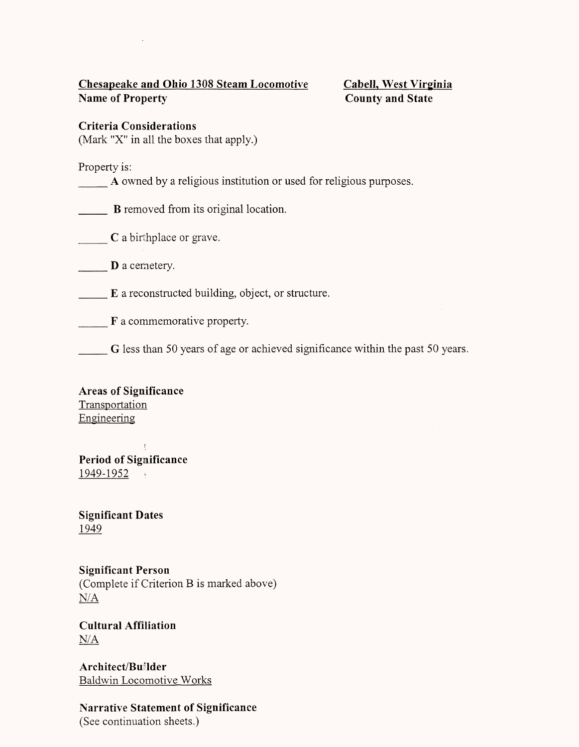**Chesapeake and Ohio 1308 Steam Locomotive** — **Cabell, West Virginia**

**Name of Property** — **County and State**

**Criteria Considerations**
(Mark "X" in all the boxes that apply.)

Property is:

_____ **A** owned by a religious institution or used for religious purposes.

_____ **B** removed from its original location.

_____ **C** a birthplace or grave.

_____ **D** a cemetery.

_____ **E** a reconstructed building, object, or structure.

_____ **F** a commemorative property.

_____ **G** less than 50 years of age or achieved significance within the past 50 years.

**Areas of Significance**
Transportation
Engineering

**Period of Significance**
1949-1952

**Significant Dates**
1949

**Significant Person**
(Complete if Criterion B is marked above)
N/A

**Cultural Affiliation**
N/A

**Architect/Builder**
Baldwin Locomotive Works

**Narrative Statement of Significance**
(See continuation sheets.)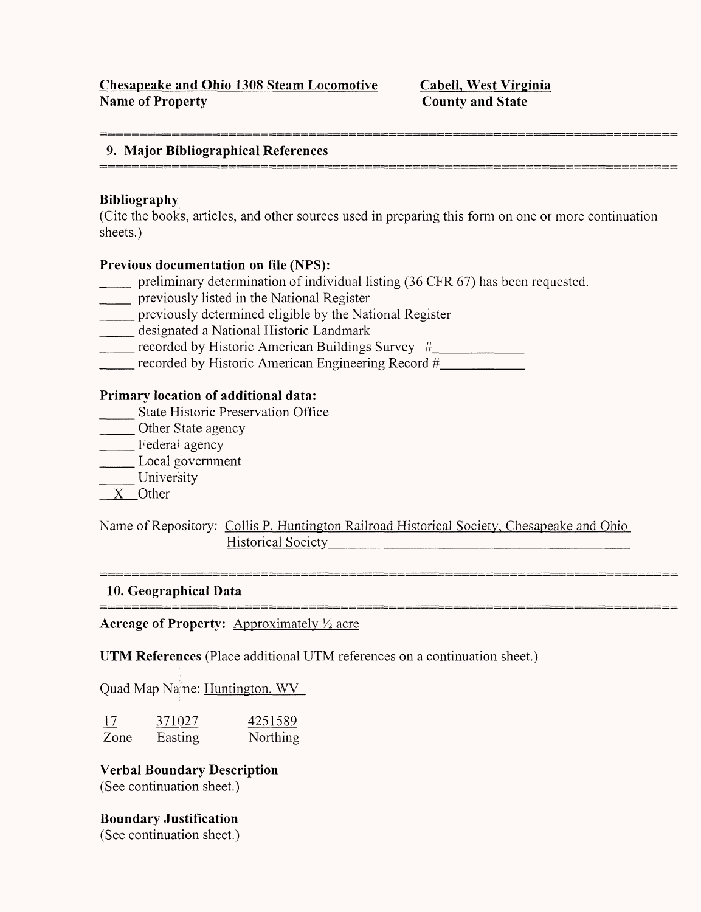**Chesapeake and Ohio 1308 Steam Locomotive**
**Name of Property**

**Cabell, West Virginia**
**County and State**

## 9. Major Bibliographical References

### Bibliography

(Cite the books, articles, and other sources used in preparing this form on one or more continuation sheets.)

### Previous documentation on file (NPS):

_____ preliminary determination of individual listing (36 CFR 67) has been requested.
_____ previously listed in the National Register
_____ previously determined eligible by the National Register
_____ designated a National Historic Landmark
_____ recorded by Historic American Buildings Survey #____________
_____ recorded by Historic American Engineering Record #____________

### Primary location of additional data:

_____ State Historic Preservation Office
_____ Other State agency
_____ Federal agency
_____ Local government
_____ University
__X__ Other

Name of Repository: Collis P. Huntington Railroad Historical Society, Chesapeake and Ohio Historical Society

## 10. Geographical Data

**Acreage of Property:** Approximately ½ acre

**UTM References** (Place additional UTM references on a continuation sheet.)

Quad Map Name: Huntington, WV

| Zone | Easting | Northing |
|---|---|---|
| 17 | 371027 | 4251589 |

### Verbal Boundary Description

(See continuation sheet.)

### Boundary Justification

(See continuation sheet.)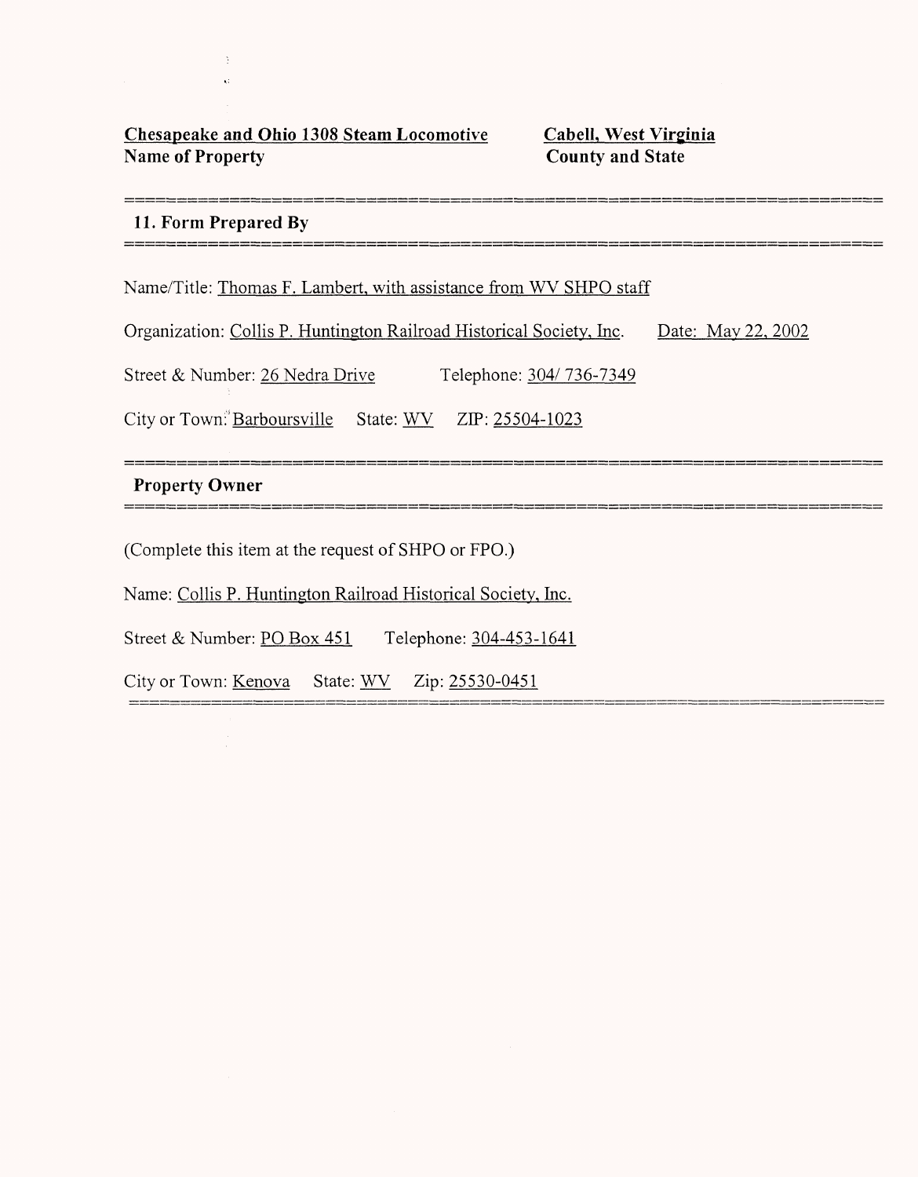**Chesapeake and Ohio 1308 Steam Locomotive** | **Cabell, West Virginia**
**Name of Property** | **County and State**

## 11. Form Prepared By

Name/Title: Thomas F. Lambert, with assistance from WV SHPO staff

Organization: Collis P. Huntington Railroad Historical Society, Inc. Date: May 22, 2002

Street & Number: 26 Nedra Drive Telephone: 304/ 736-7349

City or Town: Barboursville State: WV ZIP: 25504-1023

## Property Owner

(Complete this item at the request of SHPO or FPO.)

Name: Collis P. Huntington Railroad Historical Society, Inc.

Street & Number: PO Box 451 Telephone: 304-453-1641

City or Town: Kenova State: WV Zip: 25530-0451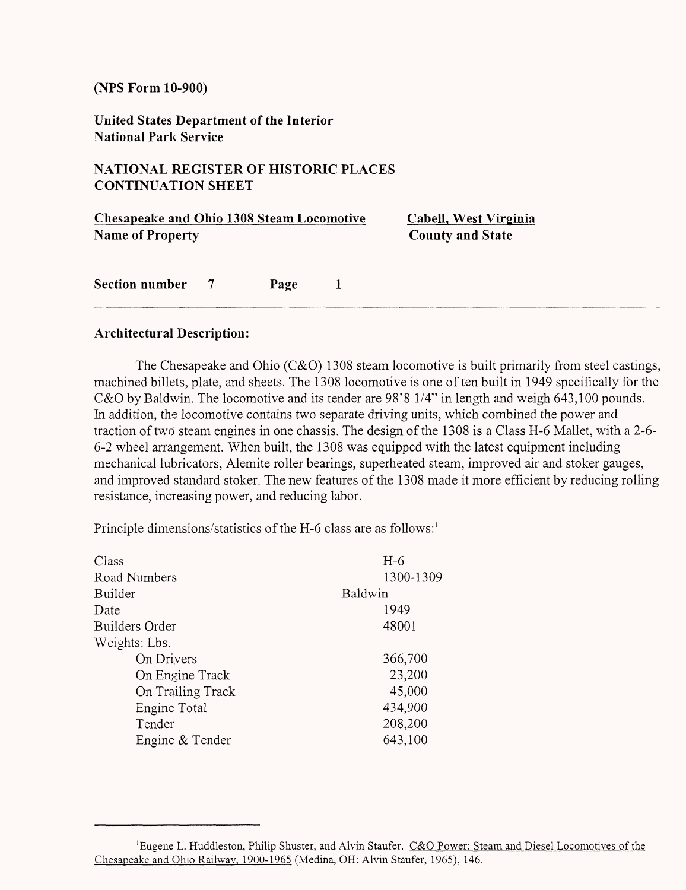(NPS Form 10-900)

**United States Department of the Interior**
**National Park Service**

**NATIONAL REGISTER OF HISTORIC PLACES**
**CONTINUATION SHEET**

**Chesapeake and Ohio 1308 Steam Locomotive** — **Name of Property**
**Cabell, West Virginia** — **County and State**

**Section number** 7 **Page** 1

### Architectural Description:

The Chesapeake and Ohio (C&O) 1308 steam locomotive is built primarily from steel castings, machined billets, plate, and sheets. The 1308 locomotive is one of ten built in 1949 specifically for the C&O by Baldwin. The locomotive and its tender are 98'8 1/4" in length and weigh 643,100 pounds. In addition, the locomotive contains two separate driving units, which combined the power and traction of two steam engines in one chassis. The design of the 1308 is a Class H-6 Mallet, with a 2-6-6-2 wheel arrangement. When built, the 1308 was equipped with the latest equipment including mechanical lubricators, Alemite roller bearings, superheated steam, improved air and stoker gauges, and improved standard stoker. The new features of the 1308 made it more efficient by reducing rolling resistance, increasing power, and reducing labor.

Principle dimensions/statistics of the H-6 class are as follows:[1]

| | |
|---|---|
| Class | H-6 |
| Road Numbers | 1300-1309 |
| Builder | Baldwin |
| Date | 1949 |
| Builders Order | 48001 |
| Weights: Lbs. | |
| On Drivers | 366,700 |
| On Engine Track | 23,200 |
| On Trailing Track | 45,000 |
| Engine Total | 434,900 |
| Tender | 208,200 |
| Engine & Tender | 643,100 |

[1] Eugene L. Huddleston, Philip Shuster, and Alvin Staufer. C&O Power: Steam and Diesel Locomotives of the Chesapeake and Ohio Railway, 1900-1965 (Medina, OH: Alvin Staufer, 1965), 146.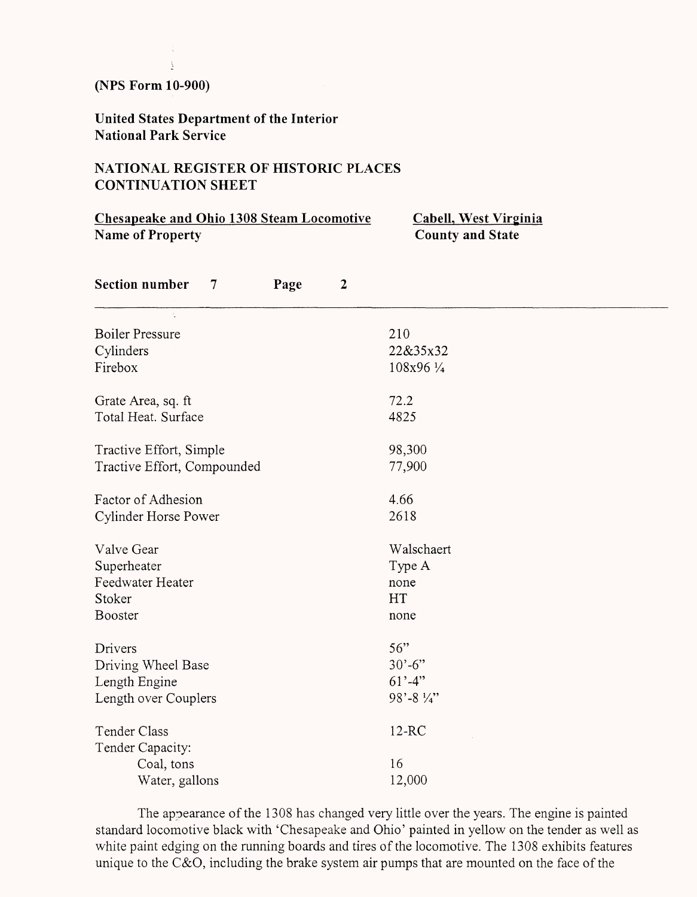(NPS Form 10-900)

**United States Department of the Interior**
**National Park Service**

**NATIONAL REGISTER OF HISTORIC PLACES**
**CONTINUATION SHEET**

**Chesapeake and Ohio 1308 Steam Locomotive** — Name of Property
**Cabell, West Virginia** — County and State

**Section number 7 Page 2**

---

| | |
|---|---|
| Boiler Pressure | 210 |
| Cylinders | 22&35x32 |
| Firebox | 108x96 ¼ |
| Grate Area, sq. ft | 72.2 |
| Total Heat. Surface | 4825 |
| Tractive Effort, Simple | 98,300 |
| Tractive Effort, Compounded | 77,900 |
| Factor of Adhesion | 4.66 |
| Cylinder Horse Power | 2618 |
| Valve Gear | Walschaert |
| Superheater | Type A |
| Feedwater Heater | none |
| Stoker | HT |
| Booster | none |
| Drivers | 56" |
| Driving Wheel Base | 30'-6" |
| Length Engine | 61'-4" |
| Length over Couplers | 98'-8 ¼" |
| Tender Class | 12-RC |
| Tender Capacity: | |
| Coal, tons | 16 |
| Water, gallons | 12,000 |

The appearance of the 1308 has changed very little over the years. The engine is painted standard locomotive black with 'Chesapeake and Ohio' painted in yellow on the tender as well as white paint edging on the running boards and tires of the locomotive. The 1308 exhibits features unique to the C&O, including the brake system air pumps that are mounted on the face of the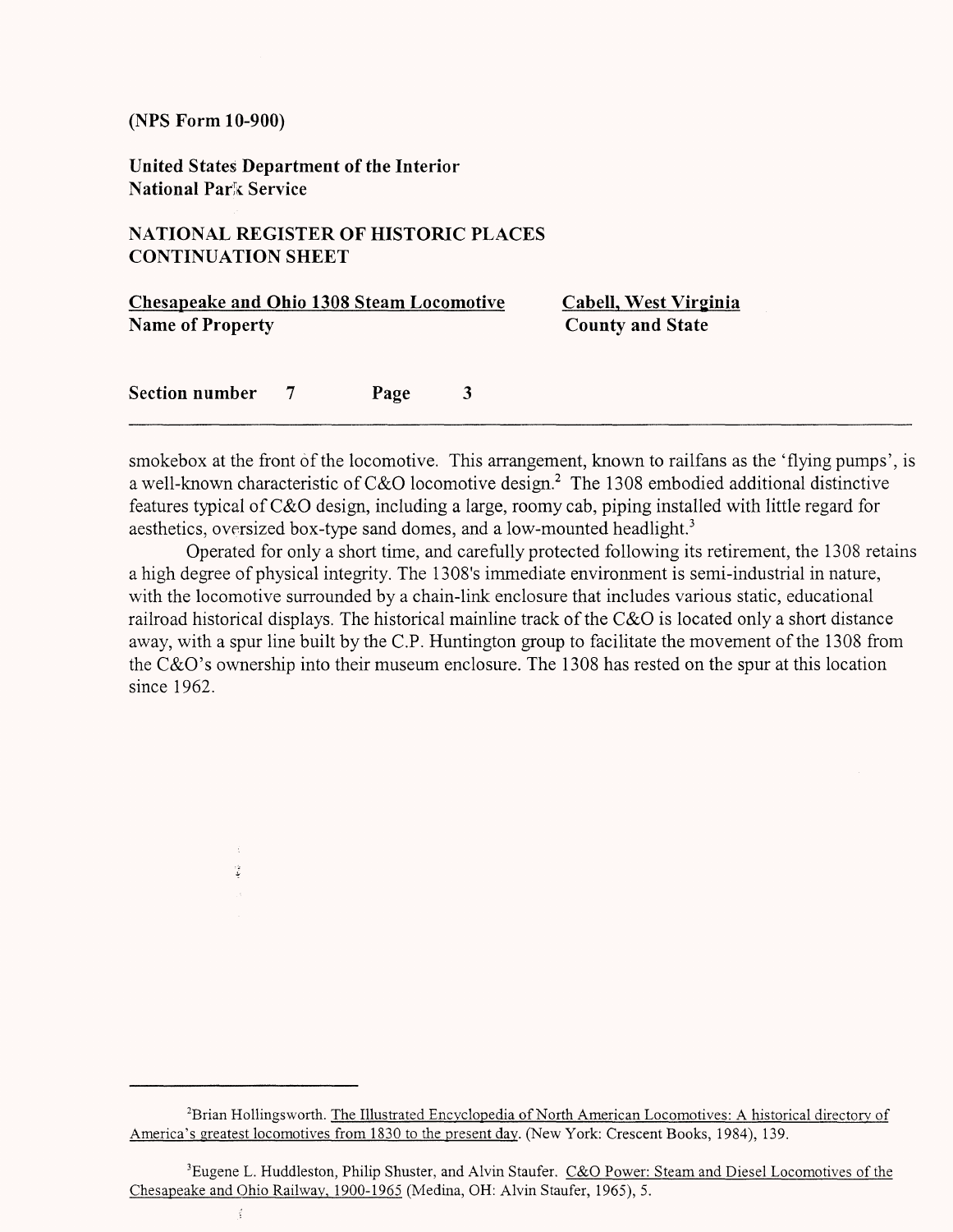smokebox at the front of the locomotive. This arrangement, known to railfans as the 'flying pumps', is a well-known characteristic of C&O locomotive design.[2] The 1308 embodied additional distinctive features typical of C&O design, including a large, roomy cab, piping installed with little regard for aesthetics, oversized box-type sand domes, and a low-mounted headlight.[3]

Operated for only a short time, and carefully protected following its retirement, the 1308 retains a high degree of physical integrity. The 1308's immediate environment is semi-industrial in nature, with the locomotive surrounded by a chain-link enclosure that includes various static, educational railroad historical displays. The historical mainline track of the C&O is located only a short distance away, with a spur line built by the C.P. Huntington group to facilitate the movement of the 1308 from the C&O's ownership into their museum enclosure. The 1308 has rested on the spur at this location since 1962.

---

[2]Brian Hollingsworth. The Illustrated Encyclopedia of North American Locomotives: A historical directory of America's greatest locomotives from 1830 to the present day. (New York: Crescent Books, 1984), 139.

[3]Eugene L. Huddleston, Philip Shuster, and Alvin Staufer. C&O Power: Steam and Diesel Locomotives of the Chesapeake and Ohio Railway, 1900-1965 (Medina, OH: Alvin Staufer, 1965), 5.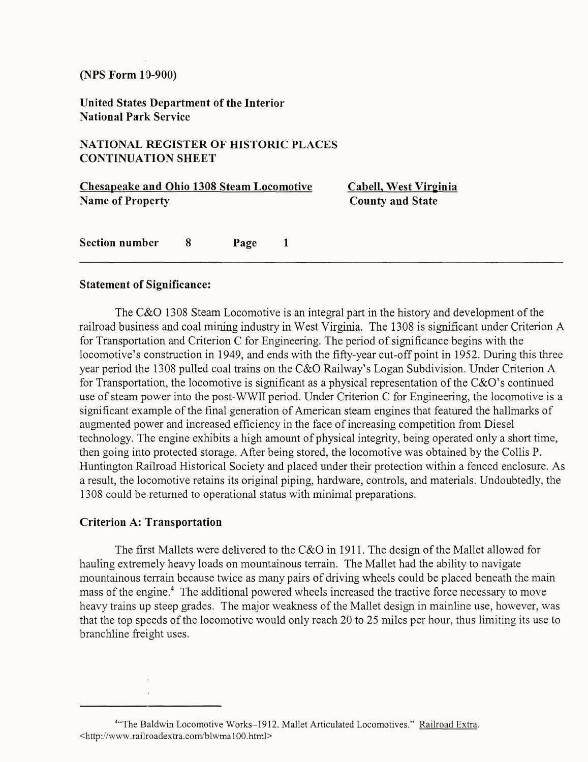## Statement of Significance:

The C&O 1308 Steam Locomotive is an integral part in the history and development of the railroad business and coal mining industry in West Virginia. The 1308 is significant under Criterion A for Transportation and Criterion C for Engineering. The period of significance begins with the locomotive's construction in 1949, and ends with the fifty-year cut-off point in 1952. During this three year period the 1308 pulled coal trains on the C&O Railway's Logan Subdivision. Under Criterion A for Transportation, the locomotive is significant as a physical representation of the C&O's continued use of steam power into the post-WWII period. Under Criterion C for Engineering, the locomotive is a significant example of the final generation of American steam engines that featured the hallmarks of augmented power and increased efficiency in the face of increasing competition from Diesel technology. The engine exhibits a high amount of physical integrity, being operated only a short time, then going into protected storage. After being stored, the locomotive was obtained by the Collis P. Huntington Railroad Historical Society and placed under their protection within a fenced enclosure. As a result, the locomotive retains its original piping, hardware, controls, and materials. Undoubtedly, the 1308 could be returned to operational status with minimal preparations.

## Criterion A: Transportation

The first Mallets were delivered to the C&O in 1911. The design of the Mallet allowed for hauling extremely heavy loads on mountainous terrain. The Mallet had the ability to navigate mountainous terrain because twice as many pairs of driving wheels could be placed beneath the main mass of the engine.[4] The additional powered wheels increased the tractive force necessary to move heavy trains up steep grades. The major weakness of the Mallet design in mainline use, however, was that the top speeds of the locomotive would only reach 20 to 25 miles per hour, thus limiting its use to branchline freight uses.

---

[4] "The Baldwin Locomotive Works–1912. Mallet Articulated Locomotives." Railroad Extra. <http://www.railroadextra.com/blwma100.html>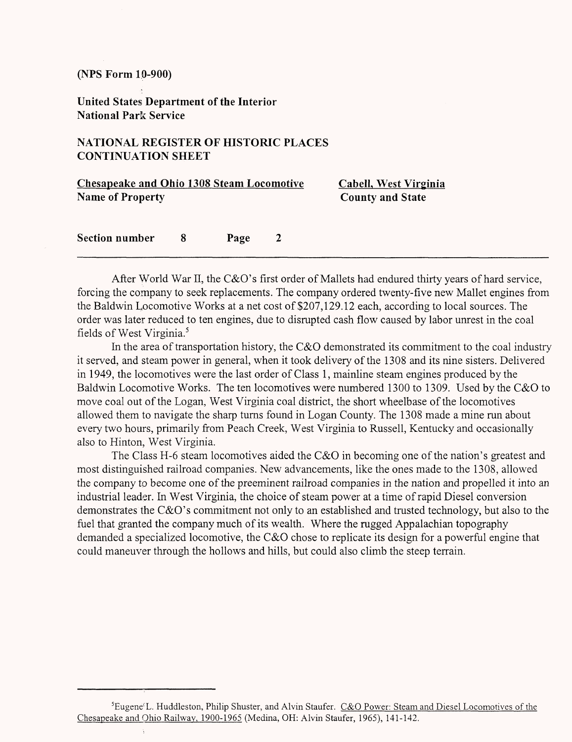After World War II, the C&O's first order of Mallets had endured thirty years of hard service, forcing the company to seek replacements. The company ordered twenty-five new Mallet engines from the Baldwin Locomotive Works at a net cost of $207,129.12 each, according to local sources. The order was later reduced to ten engines, due to disrupted cash flow caused by labor unrest in the coal fields of West Virginia.[5]

In the area of transportation history, the C&O demonstrated its commitment to the coal industry it served, and steam power in general, when it took delivery of the 1308 and its nine sisters. Delivered in 1949, the locomotives were the last order of Class 1, mainline steam engines produced by the Baldwin Locomotive Works. The ten locomotives were numbered 1300 to 1309. Used by the C&O to move coal out of the Logan, West Virginia coal district, the short wheelbase of the locomotives allowed them to navigate the sharp turns found in Logan County. The 1308 made a mine run about every two hours, primarily from Peach Creek, West Virginia to Russell, Kentucky and occasionally also to Hinton, West Virginia.

The Class H-6 steam locomotives aided the C&O in becoming one of the nation's greatest and most distinguished railroad companies. New advancements, like the ones made to the 1308, allowed the company to become one of the preeminent railroad companies in the nation and propelled it into an industrial leader. In West Virginia, the choice of steam power at a time of rapid Diesel conversion demonstrates the C&O's commitment not only to an established and trusted technology, but also to the fuel that granted the company much of its wealth. Where the rugged Appalachian topography demanded a specialized locomotive, the C&O chose to replicate its design for a powerful engine that could maneuver through the hollows and hills, but could also climb the steep terrain.

---

[5] Eugene L. Huddleston, Philip Shuster, and Alvin Staufer. C&O Power: Steam and Diesel Locomotives of the Chesapeake and Ohio Railway, 1900-1965 (Medina, OH: Alvin Staufer, 1965), 141-142.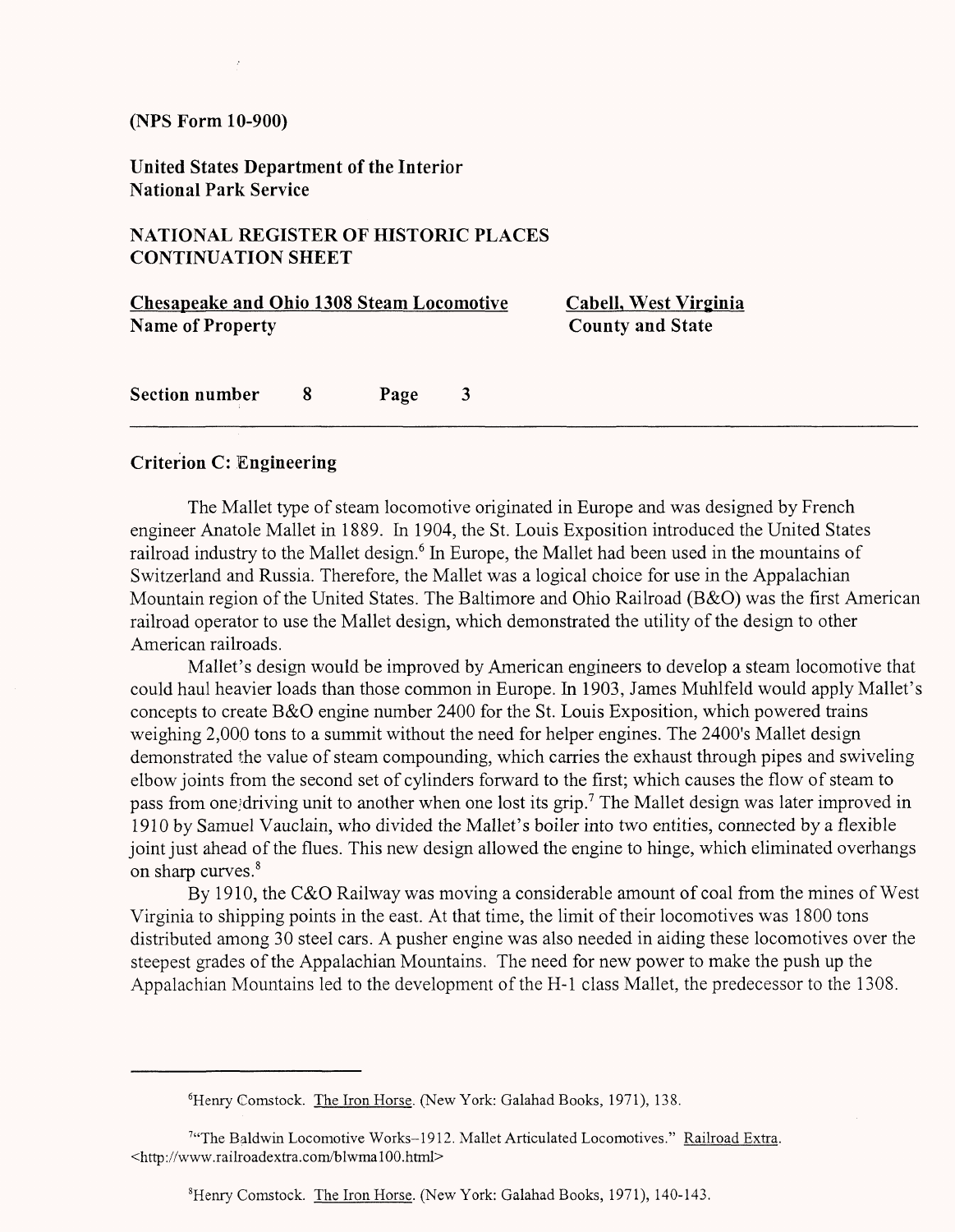## Criterion C: Engineering

The Mallet type of steam locomotive originated in Europe and was designed by French engineer Anatole Mallet in 1889. In 1904, the St. Louis Exposition introduced the United States railroad industry to the Mallet design.[6] In Europe, the Mallet had been used in the mountains of Switzerland and Russia. Therefore, the Mallet was a logical choice for use in the Appalachian Mountain region of the United States. The Baltimore and Ohio Railroad (B&O) was the first American railroad operator to use the Mallet design, which demonstrated the utility of the design to other American railroads.

Mallet's design would be improved by American engineers to develop a steam locomotive that could haul heavier loads than those common in Europe. In 1903, James Muhlfeld would apply Mallet's concepts to create B&O engine number 2400 for the St. Louis Exposition, which powered trains weighing 2,000 tons to a summit without the need for helper engines. The 2400's Mallet design demonstrated the value of steam compounding, which carries the exhaust through pipes and swiveling elbow joints from the second set of cylinders forward to the first; which causes the flow of steam to pass from one driving unit to another when one lost its grip.[7] The Mallet design was later improved in 1910 by Samuel Vauclain, who divided the Mallet's boiler into two entities, connected by a flexible joint just ahead of the flues. This new design allowed the engine to hinge, which eliminated overhangs on sharp curves.[8]

By 1910, the C&O Railway was moving a considerable amount of coal from the mines of West Virginia to shipping points in the east. At that time, the limit of their locomotives was 1800 tons distributed among 30 steel cars. A pusher engine was also needed in aiding these locomotives over the steepest grades of the Appalachian Mountains. The need for new power to make the push up the Appalachian Mountains led to the development of the H-1 class Mallet, the predecessor to the 1308.

---

[6] Henry Comstock. The Iron Horse. (New York: Galahad Books, 1971), 138.

[7] "The Baldwin Locomotive Works–1912. Mallet Articulated Locomotives." Railroad Extra. <http://www.railroadextra.com/blwma100.html>

[8] Henry Comstock. The Iron Horse. (New York: Galahad Books, 1971), 140-143.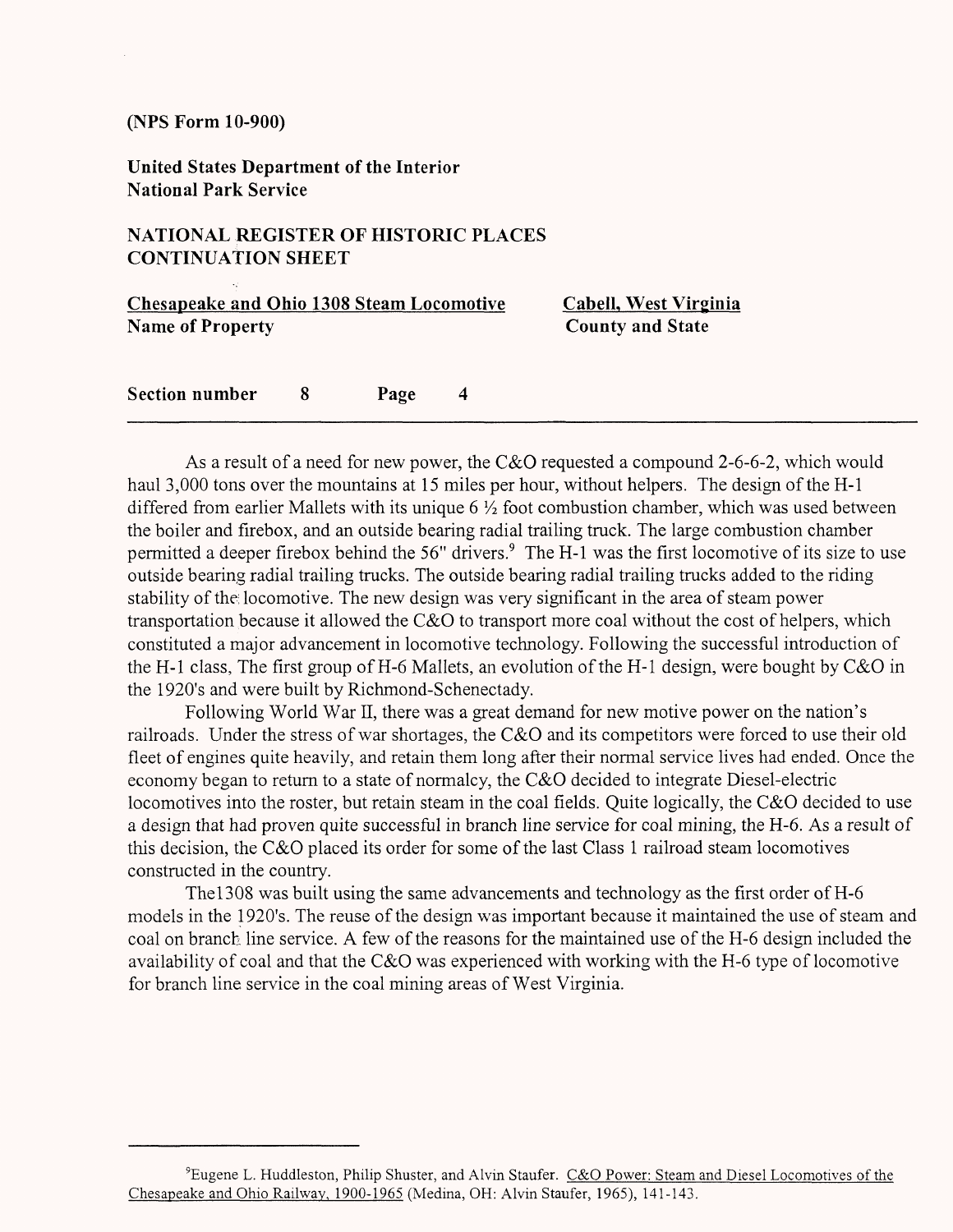As a result of a need for new power, the C&O requested a compound 2-6-6-2, which would haul 3,000 tons over the mountains at 15 miles per hour, without helpers. The design of the H-1 differed from earlier Mallets with its unique 6 ½ foot combustion chamber, which was used between the boiler and firebox, and an outside bearing radial trailing truck. The large combustion chamber permitted a deeper firebox behind the 56" drivers.[9] The H-1 was the first locomotive of its size to use outside bearing radial trailing trucks. The outside bearing radial trailing trucks added to the riding stability of the locomotive. The new design was very significant in the area of steam power transportation because it allowed the C&O to transport more coal without the cost of helpers, which constituted a major advancement in locomotive technology. Following the successful introduction of the H-1 class, The first group of H-6 Mallets, an evolution of the H-1 design, were bought by C&O in the 1920's and were built by Richmond-Schenectady.

Following World War II, there was a great demand for new motive power on the nation's railroads. Under the stress of war shortages, the C&O and its competitors were forced to use their old fleet of engines quite heavily, and retain them long after their normal service lives had ended. Once the economy began to return to a state of normalcy, the C&O decided to integrate Diesel-electric locomotives into the roster, but retain steam in the coal fields. Quite logically, the C&O decided to use a design that had proven quite successful in branch line service for coal mining, the H-6. As a result of this decision, the C&O placed its order for some of the last Class 1 railroad steam locomotives constructed in the country.

The1308 was built using the same advancements and technology as the first order of H-6 models in the 1920's. The reuse of the design was important because it maintained the use of steam and coal on branch line service. A few of the reasons for the maintained use of the H-6 design included the availability of coal and that the C&O was experienced with working with the H-6 type of locomotive for branch line service in the coal mining areas of West Virginia.

---

[9] Eugene L. Huddleston, Philip Shuster, and Alvin Staufer. C&O Power: Steam and Diesel Locomotives of the Chesapeake and Ohio Railway, 1900-1965 (Medina, OH: Alvin Staufer, 1965), 141-143.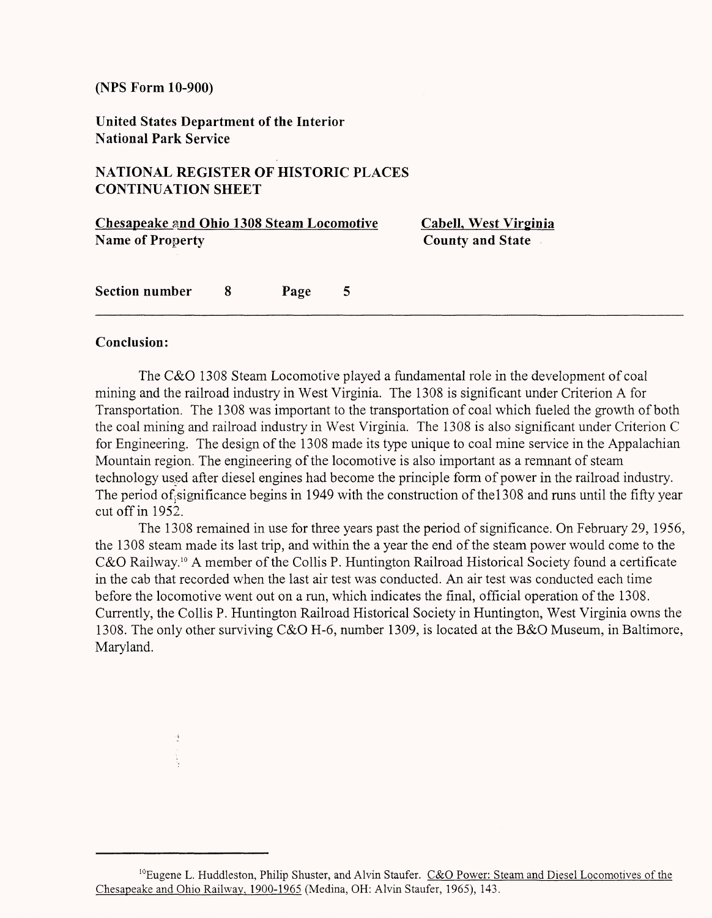(NPS Form 10-900)

**United States Department of the Interior**
**National Park Service**

**NATIONAL REGISTER OF HISTORIC PLACES**
**CONTINUATION SHEET**

**Chesapeake and Ohio 1308 Steam Locomotive** — **Name of Property**
**Cabell, West Virginia** — **County and State**

**Section number 8 Page 5**

---

**Conclusion:**

The C&O 1308 Steam Locomotive played a fundamental role in the development of coal mining and the railroad industry in West Virginia. The 1308 is significant under Criterion A for Transportation. The 1308 was important to the transportation of coal which fueled the growth of both the coal mining and railroad industry in West Virginia. The 1308 is also significant under Criterion C for Engineering. The design of the 1308 made its type unique to coal mine service in the Appalachian Mountain region. The engineering of the locomotive is also important as a remnant of steam technology used after diesel engines had become the principle form of power in the railroad industry. The period of significance begins in 1949 with the construction of the1308 and runs until the fifty year cut off in 1952.

The 1308 remained in use for three years past the period of significance. On February 29, 1956, the 1308 steam made its last trip, and within the a year the end of the steam power would come to the C&O Railway.[10] A member of the Collis P. Huntington Railroad Historical Society found a certificate in the cab that recorded when the last air test was conducted. An air test was conducted each time before the locomotive went out on a run, which indicates the final, official operation of the 1308. Currently, the Collis P. Huntington Railroad Historical Society in Huntington, West Virginia owns the 1308. The only other surviving C&O H-6, number 1309, is located at the B&O Museum, in Baltimore, Maryland.

---

[10] Eugene L. Huddleston, Philip Shuster, and Alvin Staufer. C&O Power: Steam and Diesel Locomotives of the Chesapeake and Ohio Railway, 1900-1965 (Medina, OH: Alvin Staufer, 1965), 143.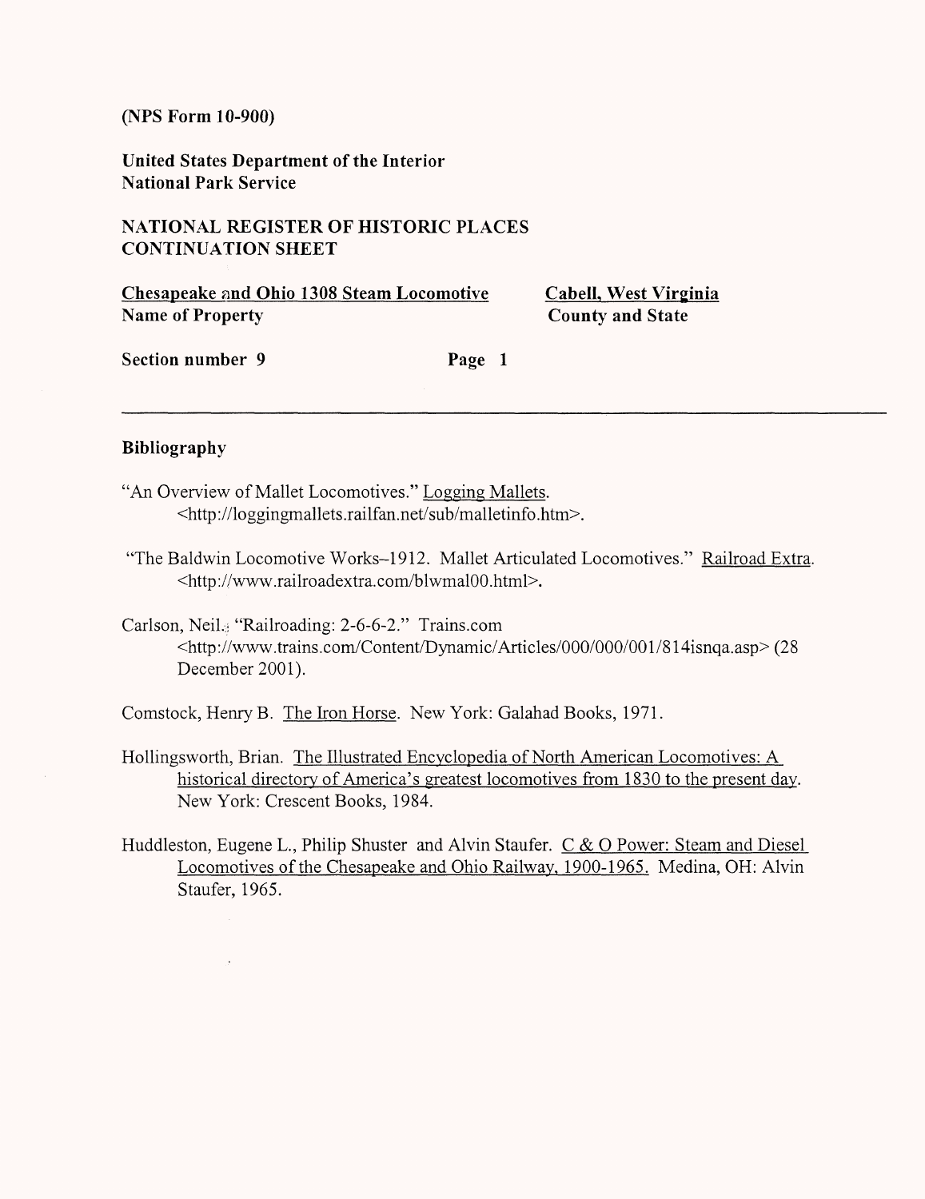(NPS Form 10-900)

**United States Department of the Interior**
**National Park Service**

**NATIONAL REGISTER OF HISTORIC PLACES**
**CONTINUATION SHEET**

**Chesapeake and Ohio 1308 Steam Locomotive** — **Name of Property**
**Cabell, West Virginia** — **County and State**

**Section number 9** **Page 1**

---

## Bibliography

"An Overview of Mallet Locomotives." Logging Mallets.
<http://loggingmallets.railfan.net/sub/malletinfo.htm>.

"The Baldwin Locomotive Works--1912. Mallet Articulated Locomotives." Railroad Extra.
<http://www.railroadextra.com/blwmal00.html>.

Carlson, Neil. "Railroading: 2-6-6-2." Trains.com
<http://www.trains.com/Content/Dynamic/Articles/000/000/001/814isnqa.asp> (28 December 2001).

Comstock, Henry B. The Iron Horse. New York: Galahad Books, 1971.

Hollingsworth, Brian. The Illustrated Encyclopedia of North American Locomotives: A historical directory of America's greatest locomotives from 1830 to the present day. New York: Crescent Books, 1984.

Huddleston, Eugene L., Philip Shuster and Alvin Staufer. C & O Power: Steam and Diesel Locomotives of the Chesapeake and Ohio Railway, 1900-1965. Medina, OH: Alvin Staufer, 1965.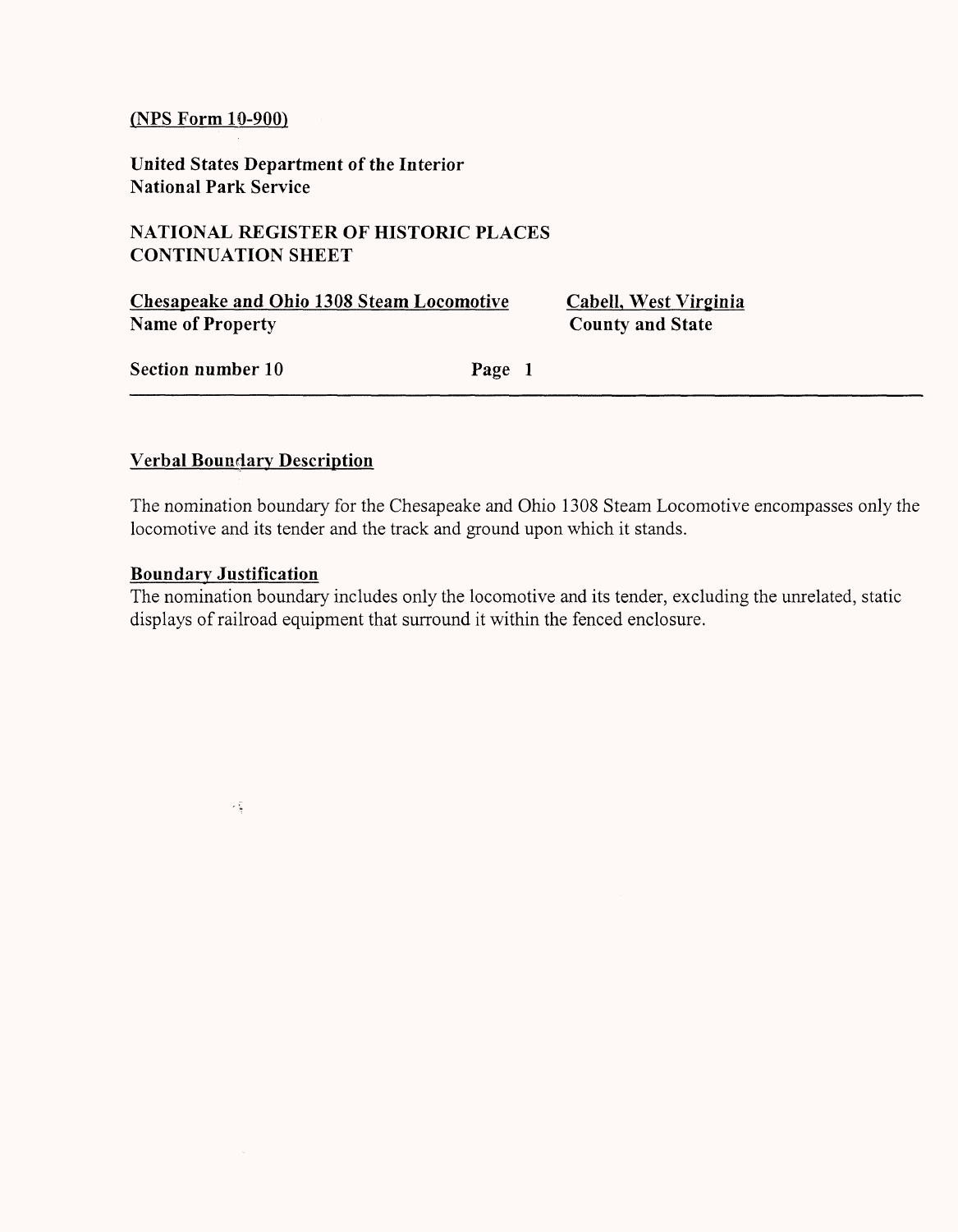(NPS Form 10-900)

**United States Department of the Interior**
**National Park Service**

**NATIONAL REGISTER OF HISTORIC PLACES**
**CONTINUATION SHEET**

**Chesapeake and Ohio 1308 Steam Locomotive** — **Cabell, West Virginia**
**Name of Property** — **County and State**

**Section number 10** — **Page 1**

---

## Verbal Boundary Description

The nomination boundary for the Chesapeake and Ohio 1308 Steam Locomotive encompasses only the locomotive and its tender and the track and ground upon which it stands.

## Boundary Justification

The nomination boundary includes only the locomotive and its tender, excluding the unrelated, static displays of railroad equipment that surround it within the fenced enclosure.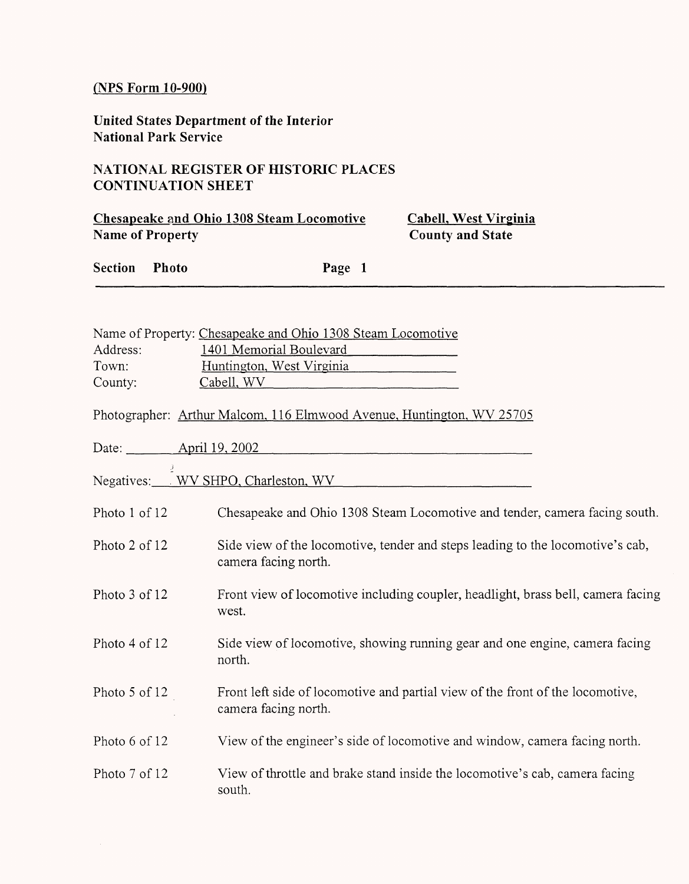(NPS Form 10-900)

**United States Department of the Interior**
**National Park Service**

**NATIONAL REGISTER OF HISTORIC PLACES**
**CONTINUATION SHEET**

**Chesapeake and Ohio 1308 Steam Locomotive** — **Name of Property**

**Cabell, West Virginia** — **County and State**

**Section Photo** **Page 1**

---

Name of Property: Chesapeake and Ohio 1308 Steam Locomotive
Address: 1401 Memorial Boulevard
Town: Huntington, West Virginia
County: Cabell, WV

Photographer: Arthur Malcom, 116 Elmwood Avenue, Huntington, WV 25705

Date: April 19, 2002

Negatives: WV SHPO, Charleston, WV

Photo 1 of 12 — Chesapeake and Ohio 1308 Steam Locomotive and tender, camera facing south.

Photo 2 of 12 — Side view of the locomotive, tender and steps leading to the locomotive's cab, camera facing north.

Photo 3 of 12 — Front view of locomotive including coupler, headlight, brass bell, camera facing west.

Photo 4 of 12 — Side view of locomotive, showing running gear and one engine, camera facing north.

Photo 5 of 12 — Front left side of locomotive and partial view of the front of the locomotive, camera facing north.

Photo 6 of 12 — View of the engineer's side of locomotive and window, camera facing north.

Photo 7 of 12 — View of throttle and brake stand inside the locomotive's cab, camera facing south.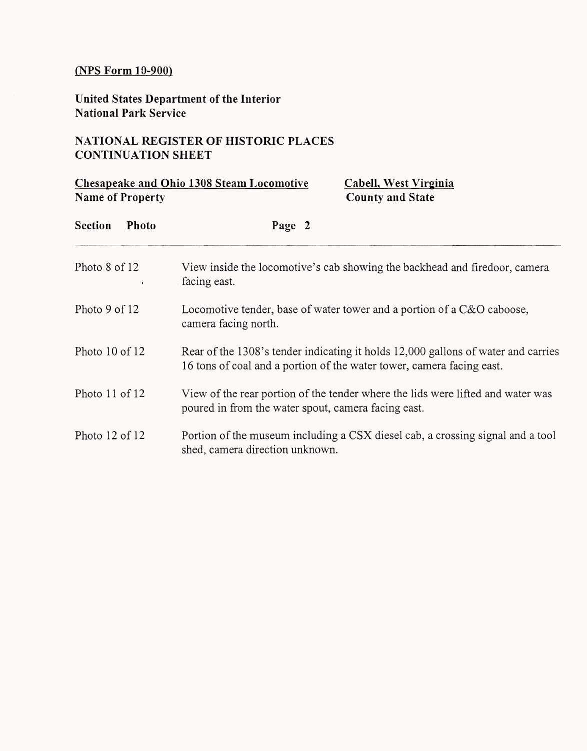**(NPS Form 10-900)**

**United States Department of the Interior**
**National Park Service**

**NATIONAL REGISTER OF HISTORIC PLACES**
**CONTINUATION SHEET**

| **Chesapeake and Ohio 1308 Steam Locomotive** | **Cabell, West Virginia** |
|---|---|
| **Name of Property** | **County and State** |

**Section Photo** **Page 2**

---

| | |
|---|---|
| Photo 8 of 12 | View inside the locomotive's cab showing the backhead and firedoor, camera facing east. |
| Photo 9 of 12 | Locomotive tender, base of water tower and a portion of a C&O caboose, camera facing north. |
| Photo 10 of 12 | Rear of the 1308's tender indicating it holds 12,000 gallons of water and carries 16 tons of coal and a portion of the water tower, camera facing east. |
| Photo 11 of 12 | View of the rear portion of the tender where the lids were lifted and water was poured in from the water spout, camera facing east. |
| Photo 12 of 12 | Portion of the museum including a CSX diesel cab, a crossing signal and a tool shed, camera direction unknown. |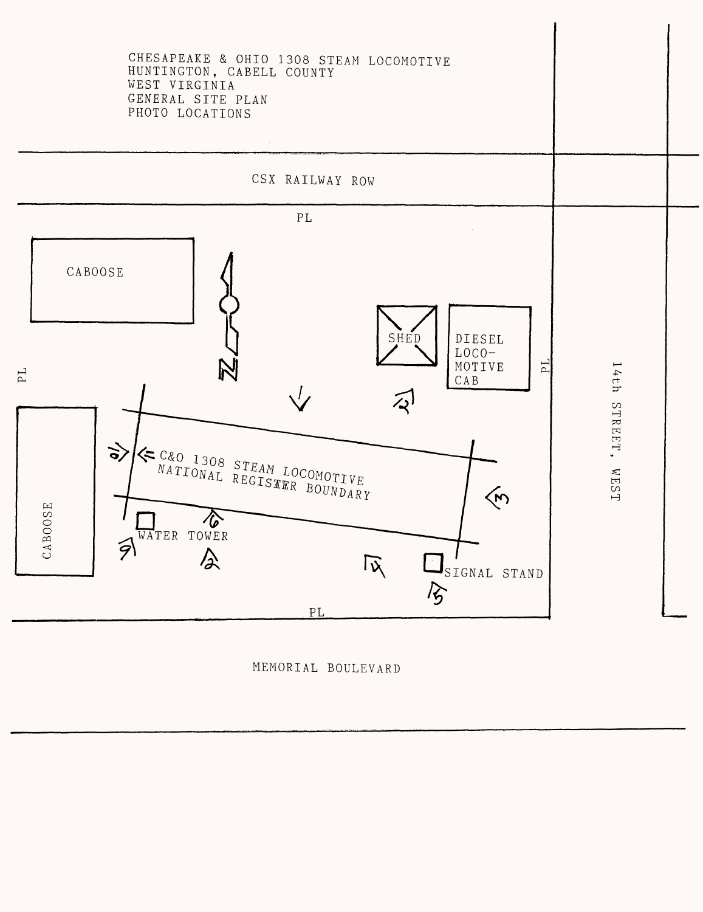CHESAPEAKE & OHIO 1308 STEAM LOCOMOTIVE
HUNTINGTON, CABELL COUNTY
WEST VIRGINIA
GENERAL SITE PLAN
PHOTO LOCATIONS

CSX RAILWAY ROW

PL

CABOOSE

N

SHED

DIESEL LOCO-MOTIVE CAB

PL

PL

1

2

14th STREET, WEST

8

C&O 1308 STEAM LOCOMOTIVE NATIONAL REGISTER BOUNDARY

3

CABOOSE

6

WATER TOWER

9

7

4

SIGNAL STAND

5

PL

MEMORIAL BOULEVARD